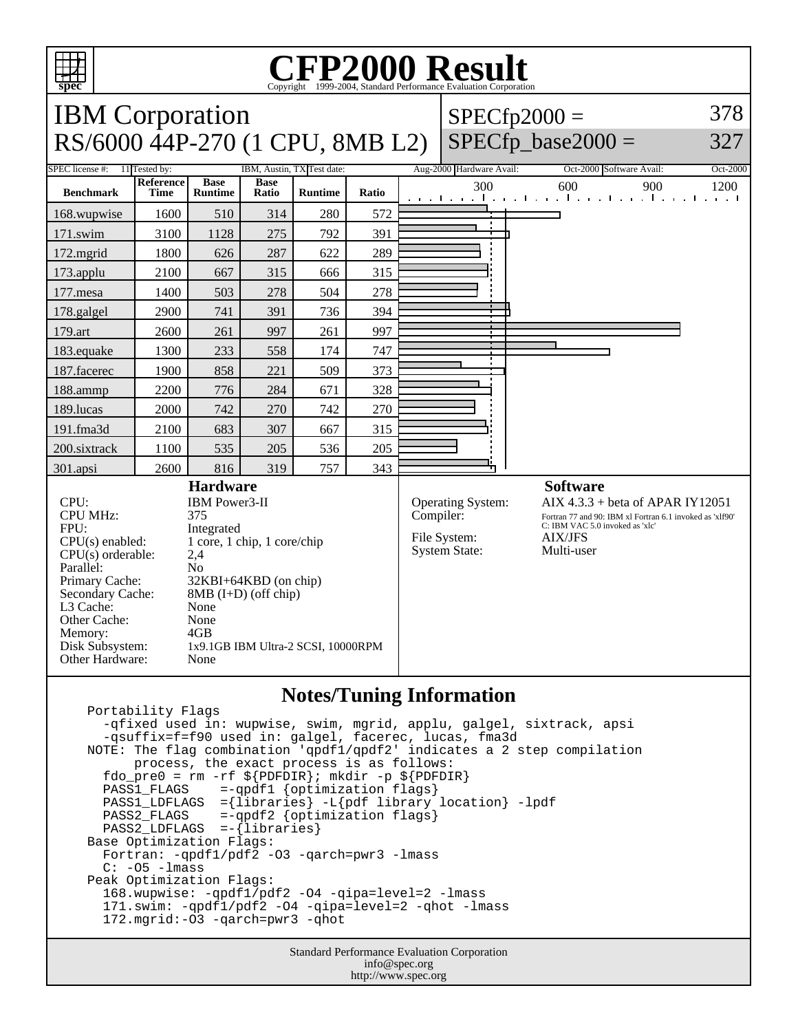# CFP2000 Result

Copyright 1999-2004, Standard Performance Evaluation Corporation

## IBM Corporation
## RS/6000 44P-270 (1 CPU, 8MB L2)

SPECfp2000 = 378
SPECfp_base2000 = 327

SPEC license #: 11 | Tested by: IBM, Austin, TX | Test date: Aug-2000 | Hardware Avail: Oct-2000 | Software Avail: Oct-2000

| Benchmark | Reference Time | Base Runtime | Base Ratio | Runtime | Ratio |
|---|---|---|---|---|---|
| 168.wupwise | 1600 | 510 | 314 | 280 | 572 |
| 171.swim | 3100 | 1128 | 275 | 792 | 391 |
| 172.mgrid | 1800 | 626 | 287 | 622 | 289 |
| 173.applu | 2100 | 667 | 315 | 666 | 315 |
| 177.mesa | 1400 | 503 | 278 | 504 | 278 |
| 178.galgel | 2900 | 741 | 391 | 736 | 394 |
| 179.art | 2600 | 261 | 997 | 261 | 997 |
| 183.equake | 1300 | 233 | 558 | 174 | 747 |
| 187.facerec | 1900 | 858 | 221 | 509 | 373 |
| 188.ammp | 2200 | 776 | 284 | 671 | 328 |
| 189.lucas | 2000 | 742 | 270 | 742 | 270 |
| 191.fma3d | 2100 | 683 | 307 | 667 | 315 |
| 200.sixtrack | 1100 | 535 | 205 | 536 | 205 |
| 301.apsi | 2600 | 816 | 319 | 757 | 343 |

### Hardware

- CPU: IBM Power3-II
- CPU MHz: 375
- FPU: Integrated
- CPU(s) enabled: 1 core, 1 chip, 1 core/chip
- CPU(s) orderable: 2,4
- Parallel: No
- Primary Cache: 32KBI+64KBD (on chip)
- Secondary Cache: 8MB (I+D) (off chip)
- L3 Cache: None
- Other Cache: None
- Memory: 4GB
- Disk Subsystem: 1x9.1GB IBM Ultra-2 SCSI, 10000RPM
- Other Hardware: None

### Software

- Operating System: AIX 4.3.3 + beta of APAR IY12051
- Compiler: Fortran 77 and 90: IBM xl Fortran 6.1 invoked as 'xlf90'; C: IBM VAC 5.0 invoked as 'xlc'
- File System: AIX/JFS
- System State: Multi-user

### Notes/Tuning Information

```
Portability Flags
  -qfixed used in: wupwise, swim, mgrid, applu, galgel, sixtrack, apsi
  -qsuffix=f=f90 used in: galgel, facerec, lucas, fma3d
NOTE: The flag combination 'qpdf1/qpdf2' indicates a 2 step compilation
      process, the exact process is as follows:
  fdo_pre0 = rm -rf ${PDFDIR}; mkdir -p ${PDFDIR}
  PASS1_FLAGS    =-qpdf1 {optimization flags}
  PASS1_LDFLAGS  ={libraries} -L{pdf library location} -lpdf
  PASS2_FLAGS    =-qpdf2 {optimization flags}
  PASS2_LDFLAGS  =-{libraries}
Base Optimization Flags:
  Fortran: -qpdf1/pdf2 -O3 -qarch=pwr3 -lmass
  C: -O5 -lmass
Peak Optimization Flags:
  168.wupwise: -qpdf1/pdf2 -O4 -qipa=level=2 -lmass
  171.swim: -qpdf1/pdf2 -O4 -qipa=level=2 -qhot -lmass
  172.mgrid:-O3 -qarch=pwr3 -qhot
```

Standard Performance Evaluation Corporation
info@spec.org
http://www.spec.org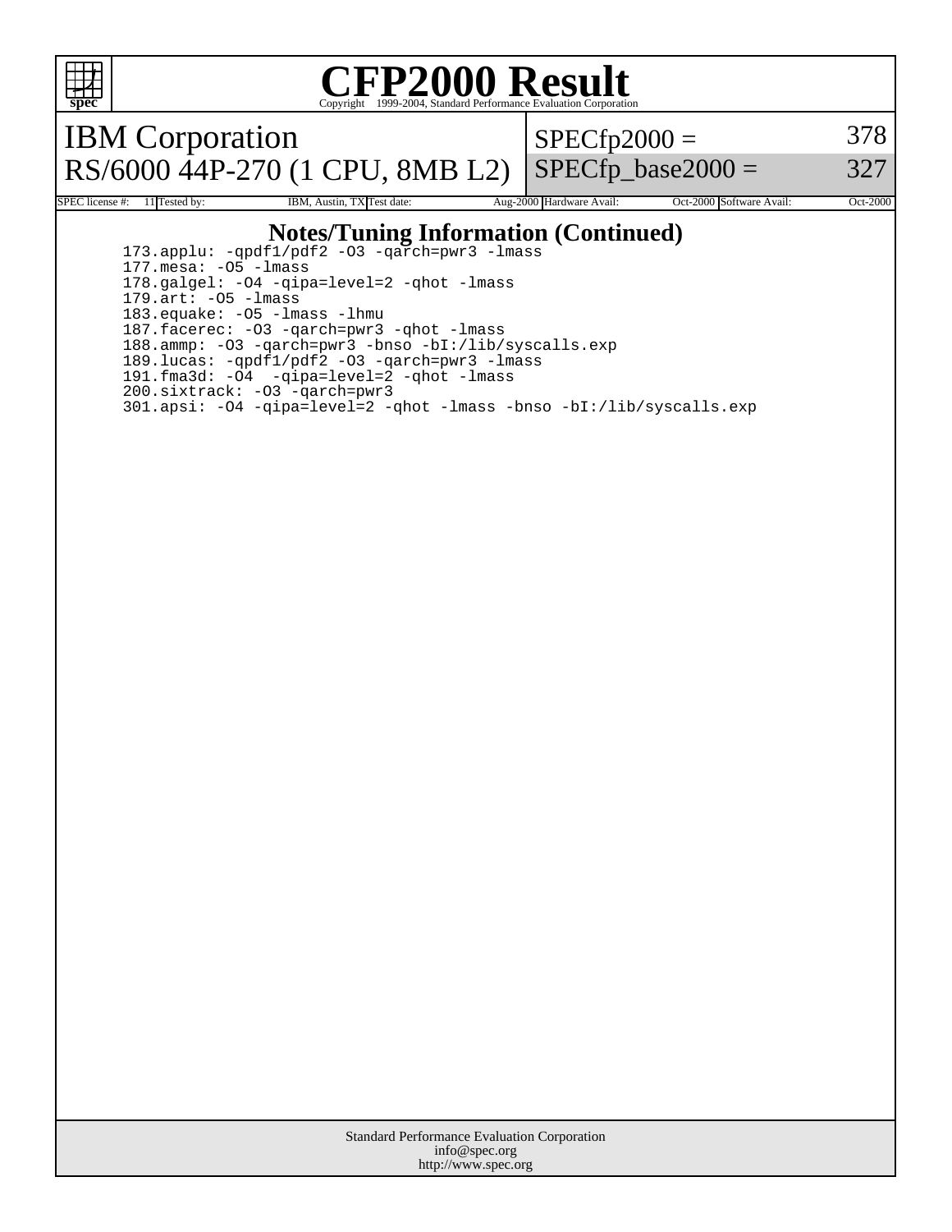# CFP2000 Result

Copyright 1999-2004, Standard Performance Evaluation Corporation

**IBM Corporation**

**RS/6000 44P-270 (1 CPU, 8MB L2)**

SPECfp2000 = 378

SPECfp_base2000 = 327

| SPEC license #: | 11 | Tested by: | IBM, Austin, TX | Test date: | Aug-2000 | Hardware Avail: | Oct-2000 | Software Avail: | Oct-2000 |
|---|---|---|---|---|---|---|---|---|---|

## Notes/Tuning Information (Continued)

```
173.applu: -qpdf1/pdf2 -O3 -qarch=pwr3 -lmass
177.mesa: -O5 -lmass
178.galgel: -O4 -qipa=level=2 -qhot -lmass
179.art: -O5 -lmass
183.equake: -O5 -lmass -lhmu
187.facerec: -O3 -qarch=pwr3 -qhot -lmass
188.ammp: -O3 -qarch=pwr3 -bnso -bI:/lib/syscalls.exp
189.lucas: -qpdf1/pdf2 -O3 -qarch=pwr3 -lmass
191.fma3d: -O4  -qipa=level=2 -qhot -lmass
200.sixtrack: -O3 -qarch=pwr3
301.apsi: -O4 -qipa=level=2 -qhot -lmass -bnso -bI:/lib/syscalls.exp
```

Standard Performance Evaluation Corporation
info@spec.org
http://www.spec.org